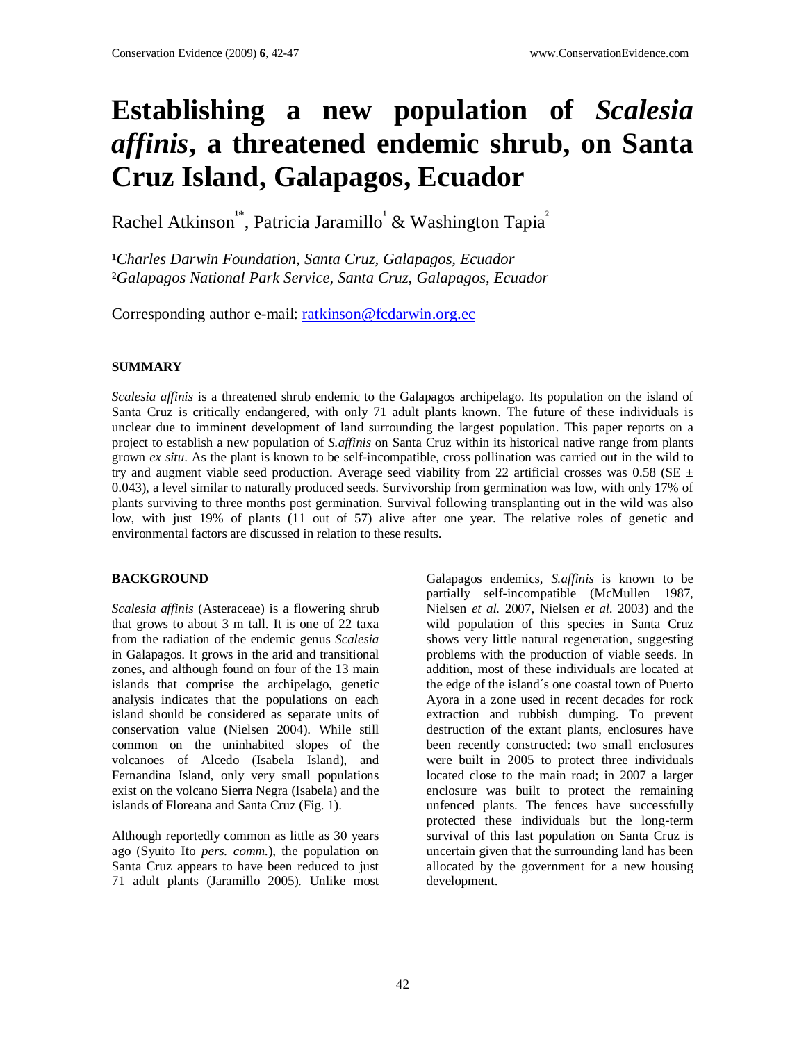# Establishing a new population of *Scalesia affinis*, a threatened endemic shrub, on Santa Cruz Island, Galapagos, Ecuador

Rachel Atkinson[1*], Patricia Jaramillo[1] & Washington Tapia[2]

[1] *Charles Darwin Foundation, Santa Cruz, Galapagos, Ecuador*
[2] *Galapagos National Park Service, Santa Cruz, Galapagos, Ecuador*

Corresponding author e-mail: ratkinson@fcdarwin.org.ec

## SUMMARY

*Scalesia affinis* is a threatened shrub endemic to the Galapagos archipelago. Its population on the island of Santa Cruz is critically endangered, with only 71 adult plants known. The future of these individuals is unclear due to imminent development of land surrounding the largest population. This paper reports on a project to establish a new population of *S.affinis* on Santa Cruz within its historical native range from plants grown *ex situ*. As the plant is known to be self-incompatible, cross pollination was carried out in the wild to try and augment viable seed production. Average seed viability from 22 artificial crosses was 0.58 (SE ± 0.043), a level similar to naturally produced seeds. Survivorship from germination was low, with only 17% of plants surviving to three months post germination. Survival following transplanting out in the wild was also low, with just 19% of plants (11 out of 57) alive after one year. The relative roles of genetic and environmental factors are discussed in relation to these results.

## BACKGROUND

*Scalesia affinis* (Asteraceae) is a flowering shrub that grows to about 3 m tall. It is one of 22 taxa from the radiation of the endemic genus *Scalesia* in Galapagos. It grows in the arid and transitional zones, and although found on four of the 13 main islands that comprise the archipelago, genetic analysis indicates that the populations on each island should be considered as separate units of conservation value (Nielsen 2004). While still common on the uninhabited slopes of the volcanoes of Alcedo (Isabela Island), and Fernandina Island, only very small populations exist on the volcano Sierra Negra (Isabela) and the islands of Floreana and Santa Cruz (Fig. 1).

Although reportedly common as little as 30 years ago (Syuito Ito *pers. comm.*), the population on Santa Cruz appears to have been reduced to just 71 adult plants (Jaramillo 2005). Unlike most Galapagos endemics, *S.affinis* is known to be partially self-incompatible (McMullen 1987, Nielsen *et al.* 2007, Nielsen *et al.* 2003) and the wild population of this species in Santa Cruz shows very little natural regeneration, suggesting problems with the production of viable seeds. In addition, most of these individuals are located at the edge of the island´s one coastal town of Puerto Ayora in a zone used in recent decades for rock extraction and rubbish dumping. To prevent destruction of the extant plants, enclosures have been recently constructed: two small enclosures were built in 2005 to protect three individuals located close to the main road; in 2007 a larger enclosure was built to protect the remaining unfenced plants. The fences have successfully protected these individuals but the long-term survival of this last population on Santa Cruz is uncertain given that the surrounding land has been allocated by the government for a new housing development.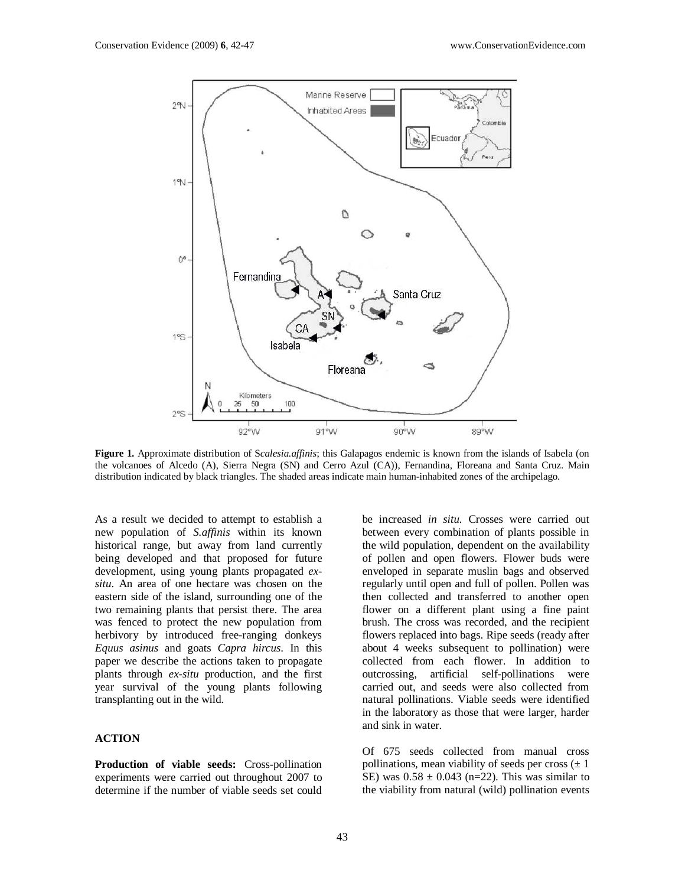**Figure 1.** Approximate distribution of S*calesia.affinis*; this Galapagos endemic is known from the islands of Isabela (on the volcanoes of Alcedo (A), Sierra Negra (SN) and Cerro Azul (CA)), Fernandina, Floreana and Santa Cruz. Main distribution indicated by black triangles. The shaded areas indicate main human-inhabited zones of the archipelago.

As a result we decided to attempt to establish a new population of *S.affinis* within its known historical range, but away from land currently being developed and that proposed for future development, using young plants propagated *ex-situ*. An area of one hectare was chosen on the eastern side of the island, surrounding one of the two remaining plants that persist there. The area was fenced to protect the new population from herbivory by introduced free-ranging donkeys *Equus asinus* and goats *Capra hircus*. In this paper we describe the actions taken to propagate plants through *ex-situ* production, and the first year survival of the young plants following transplanting out in the wild.

## ACTION

**Production of viable seeds:** Cross-pollination experiments were carried out throughout 2007 to determine if the number of viable seeds set could be increased *in situ.* Crosses were carried out between every combination of plants possible in the wild population, dependent on the availability of pollen and open flowers. Flower buds were enveloped in separate muslin bags and observed regularly until open and full of pollen. Pollen was then collected and transferred to another open flower on a different plant using a fine paint brush. The cross was recorded, and the recipient flowers replaced into bags. Ripe seeds (ready after about 4 weeks subsequent to pollination) were collected from each flower. In addition to outcrossing, artificial self-pollinations were carried out, and seeds were also collected from natural pollinations. Viable seeds were identified in the laboratory as those that were larger, harder and sink in water.

Of 675 seeds collected from manual cross pollinations, mean viability of seeds per cross ($\pm$ 1 SE) was $0.58 \pm 0.043$ (n=22). This was similar to the viability from natural (wild) pollination events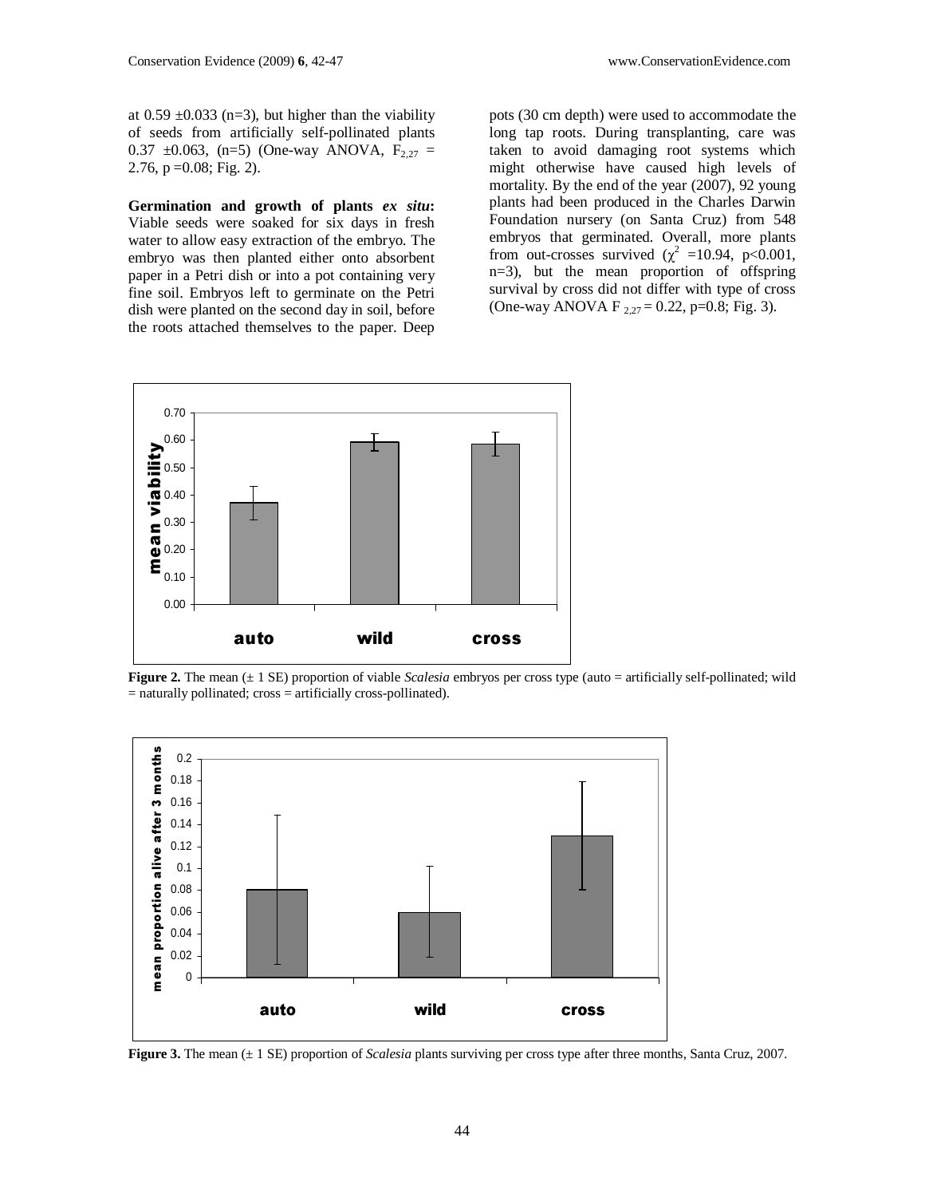at 0.59 ±0.033 (n=3), but higher than the viability of seeds from artificially self-pollinated plants 0.37 ±0.063, (n=5) (One-way ANOVA, $F_{2,27}$ = 2.76, p =0.08; Fig. 2).

**Germination and growth of plants *ex situ*:** Viable seeds were soaked for six days in fresh water to allow easy extraction of the embryo. The embryo was then planted either onto absorbent paper in a Petri dish or into a pot containing very fine soil. Embryos left to germinate on the Petri dish were planted on the second day in soil, before the roots attached themselves to the paper. Deep pots (30 cm depth) were used to accommodate the long tap roots. During transplanting, care was taken to avoid damaging root systems which might otherwise have caused high levels of mortality. By the end of the year (2007), 92 young plants had been produced in the Charles Darwin Foundation nursery (on Santa Cruz) from 548 embryos that germinated. Overall, more plants from out-crosses survived ($\chi^2$ =10.94, p<0.001, n=3), but the mean proportion of offspring survival by cross did not differ with type of cross (One-way ANOVA $F_{2,27}$ = 0.22, p=0.8; Fig. 3).

**Figure 2.** The mean (± 1 SE) proportion of viable *Scalesia* embryos per cross type (auto = artificially self-pollinated; wild = naturally pollinated; cross = artificially cross-pollinated).

**Figure 3.** The mean (± 1 SE) proportion of *Scalesia* plants surviving per cross type after three months, Santa Cruz, 2007.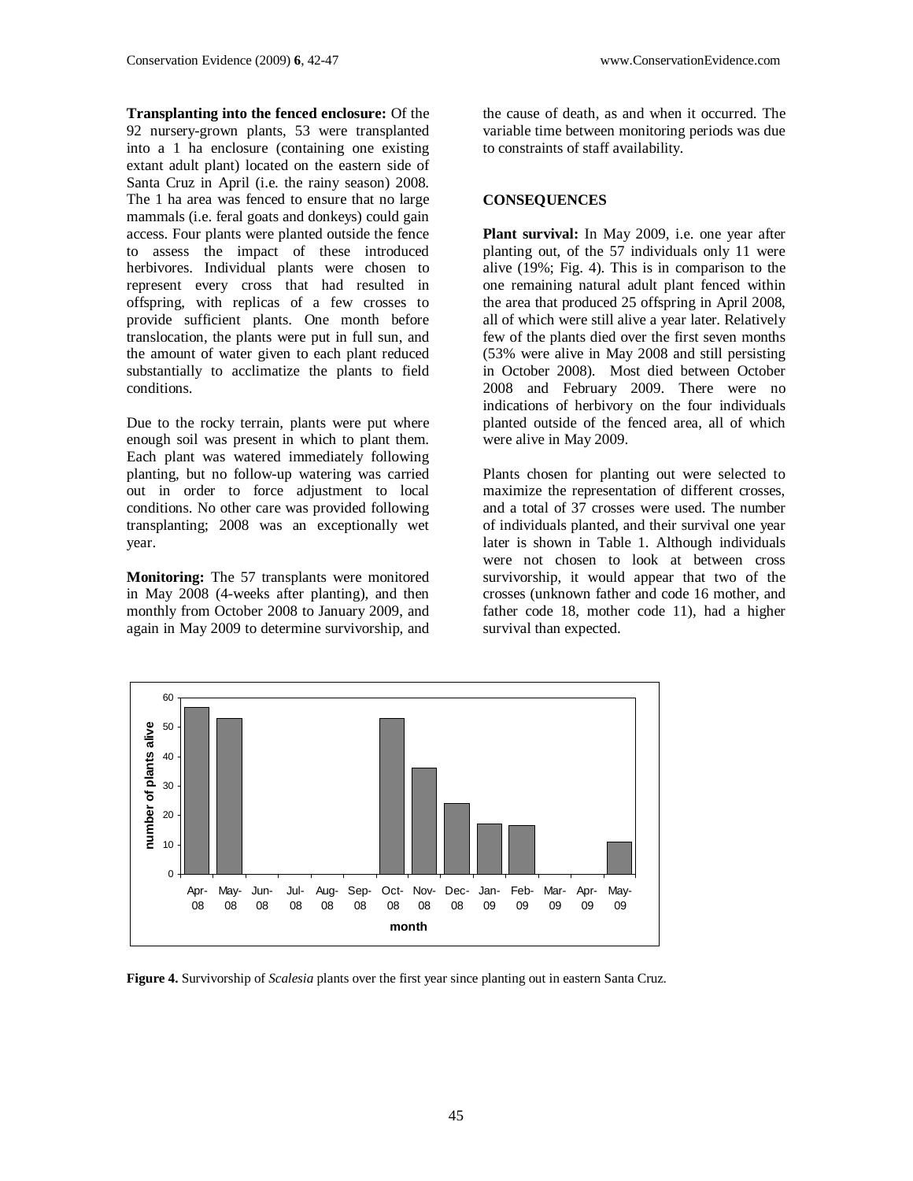**Transplanting into the fenced enclosure:** Of the 92 nursery-grown plants, 53 were transplanted into a 1 ha enclosure (containing one existing extant adult plant) located on the eastern side of Santa Cruz in April (i.e. the rainy season) 2008. The 1 ha area was fenced to ensure that no large mammals (i.e. feral goats and donkeys) could gain access. Four plants were planted outside the fence to assess the impact of these introduced herbivores. Individual plants were chosen to represent every cross that had resulted in offspring, with replicas of a few crosses to provide sufficient plants. One month before translocation, the plants were put in full sun, and the amount of water given to each plant reduced substantially to acclimatize the plants to field conditions.

Due to the rocky terrain, plants were put where enough soil was present in which to plant them. Each plant was watered immediately following planting, but no follow-up watering was carried out in order to force adjustment to local conditions. No other care was provided following transplanting; 2008 was an exceptionally wet year.

**Monitoring:** The 57 transplants were monitored in May 2008 (4-weeks after planting), and then monthly from October 2008 to January 2009, and again in May 2009 to determine survivorship, and the cause of death, as and when it occurred. The variable time between monitoring periods was due to constraints of staff availability.

## CONSEQUENCES

**Plant survival:** In May 2009, i.e. one year after planting out, of the 57 individuals only 11 were alive (19%; Fig. 4). This is in comparison to the one remaining natural adult plant fenced within the area that produced 25 offspring in April 2008, all of which were still alive a year later. Relatively few of the plants died over the first seven months (53% were alive in May 2008 and still persisting in October 2008). Most died between October 2008 and February 2009. There were no indications of herbivory on the four individuals planted outside of the fenced area, all of which were alive in May 2009.

Plants chosen for planting out were selected to maximize the representation of different crosses, and a total of 37 crosses were used. The number of individuals planted, and their survival one year later is shown in Table 1. Although individuals were not chosen to look at between cross survivorship, it would appear that two of the crosses (unknown father and code 16 mother, and father code 18, mother code 11), had a higher survival than expected.

**Figure 4.** Survivorship of *Scalesia* plants over the first year since planting out in eastern Santa Cruz.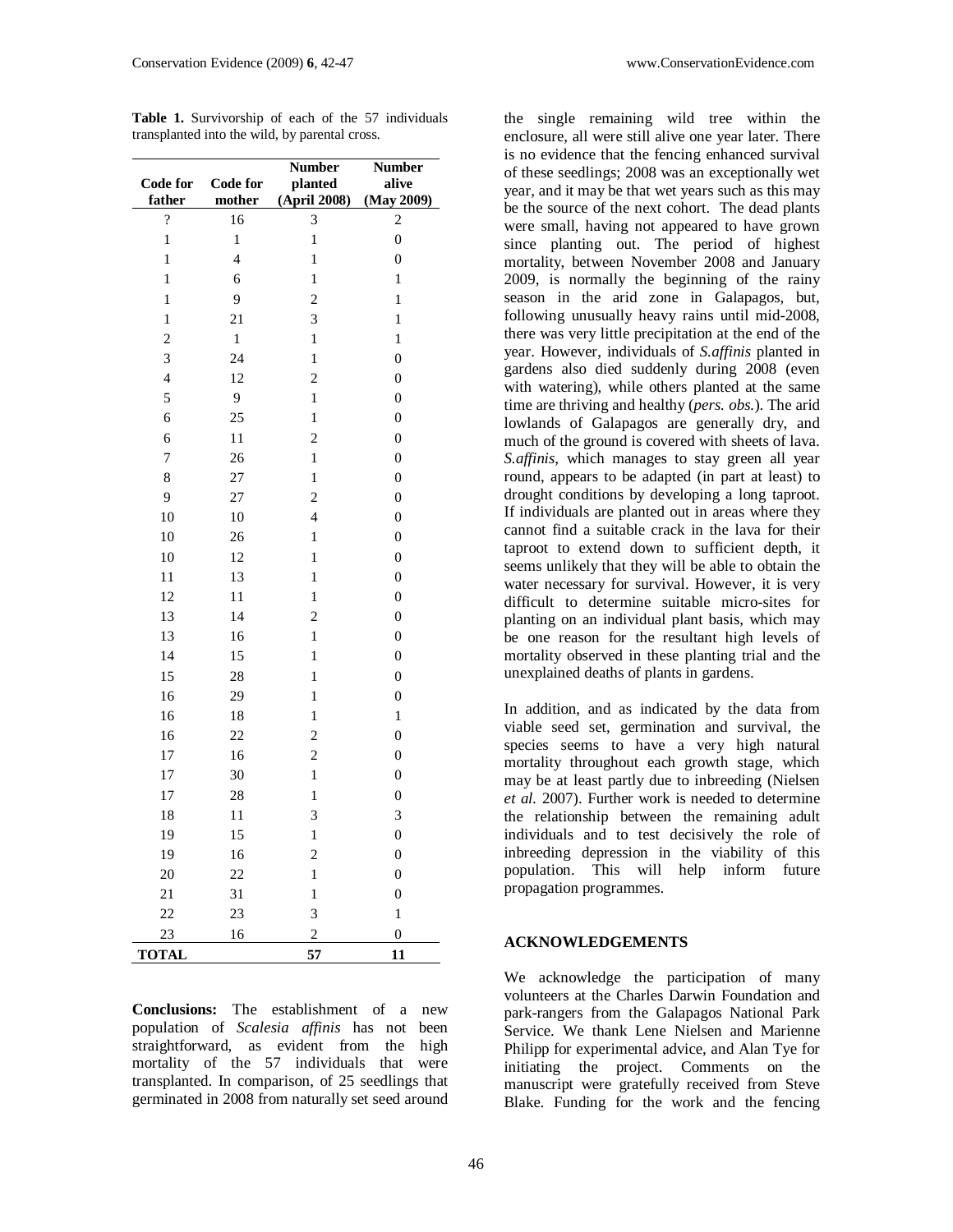**Table 1.** Survivorship of each of the 57 individuals transplanted into the wild, by parental cross.

| Code for father | Code for mother | Number planted (April 2008) | Number alive (May 2009) |
|---|---|---|---|
| ? | 16 | 3 | 2 |
| 1 | 1 | 1 | 0 |
| 1 | 4 | 1 | 0 |
| 1 | 6 | 1 | 1 |
| 1 | 9 | 2 | 1 |
| 1 | 21 | 3 | 1 |
| 2 | 1 | 1 | 1 |
| 3 | 24 | 1 | 0 |
| 4 | 12 | 2 | 0 |
| 5 | 9 | 1 | 0 |
| 6 | 25 | 1 | 0 |
| 6 | 11 | 2 | 0 |
| 7 | 26 | 1 | 0 |
| 8 | 27 | 1 | 0 |
| 9 | 27 | 2 | 0 |
| 10 | 10 | 4 | 0 |
| 10 | 26 | 1 | 0 |
| 10 | 12 | 1 | 0 |
| 11 | 13 | 1 | 0 |
| 12 | 11 | 1 | 0 |
| 13 | 14 | 2 | 0 |
| 13 | 16 | 1 | 0 |
| 14 | 15 | 1 | 0 |
| 15 | 28 | 1 | 0 |
| 16 | 29 | 1 | 0 |
| 16 | 18 | 1 | 1 |
| 16 | 22 | 2 | 0 |
| 17 | 16 | 2 | 0 |
| 17 | 30 | 1 | 0 |
| 17 | 28 | 1 | 0 |
| 18 | 11 | 3 | 3 |
| 19 | 15 | 1 | 0 |
| 19 | 16 | 2 | 0 |
| 20 | 22 | 1 | 0 |
| 21 | 31 | 1 | 0 |
| 22 | 23 | 3 | 1 |
| 23 | 16 | 2 | 0 |
| **TOTAL** | | **57** | **11** |

**Conclusions:** The establishment of a new population of *Scalesia affinis* has not been straightforward, as evident from the high mortality of the 57 individuals that were transplanted. In comparison, of 25 seedlings that germinated in 2008 from naturally set seed around the single remaining wild tree within the enclosure, all were still alive one year later. There is no evidence that the fencing enhanced survival of these seedlings; 2008 was an exceptionally wet year, and it may be that wet years such as this may be the source of the next cohort. The dead plants were small, having not appeared to have grown since planting out. The period of highest mortality, between November 2008 and January 2009, is normally the beginning of the rainy season in the arid zone in Galapagos, but, following unusually heavy rains until mid-2008, there was very little precipitation at the end of the year. However, individuals of *S.affinis* planted in gardens also died suddenly during 2008 (even with watering), while others planted at the same time are thriving and healthy (*pers. obs.*). The arid lowlands of Galapagos are generally dry, and much of the ground is covered with sheets of lava. *S.affinis*, which manages to stay green all year round, appears to be adapted (in part at least) to drought conditions by developing a long taproot. If individuals are planted out in areas where they cannot find a suitable crack in the lava for their taproot to extend down to sufficient depth, it seems unlikely that they will be able to obtain the water necessary for survival. However, it is very difficult to determine suitable micro-sites for planting on an individual plant basis, which may be one reason for the resultant high levels of mortality observed in these planting trial and the unexplained deaths of plants in gardens.

In addition, and as indicated by the data from viable seed set, germination and survival, the species seems to have a very high natural mortality throughout each growth stage, which may be at least partly due to inbreeding (Nielsen *et al.* 2007). Further work is needed to determine the relationship between the remaining adult individuals and to test decisively the role of inbreeding depression in the viability of this population. This will help inform future propagation programmes.

## ACKNOWLEDGEMENTS

We acknowledge the participation of many volunteers at the Charles Darwin Foundation and park-rangers from the Galapagos National Park Service. We thank Lene Nielsen and Marienne Philipp for experimental advice, and Alan Tye for initiating the project. Comments on the manuscript were gratefully received from Steve Blake. Funding for the work and the fencing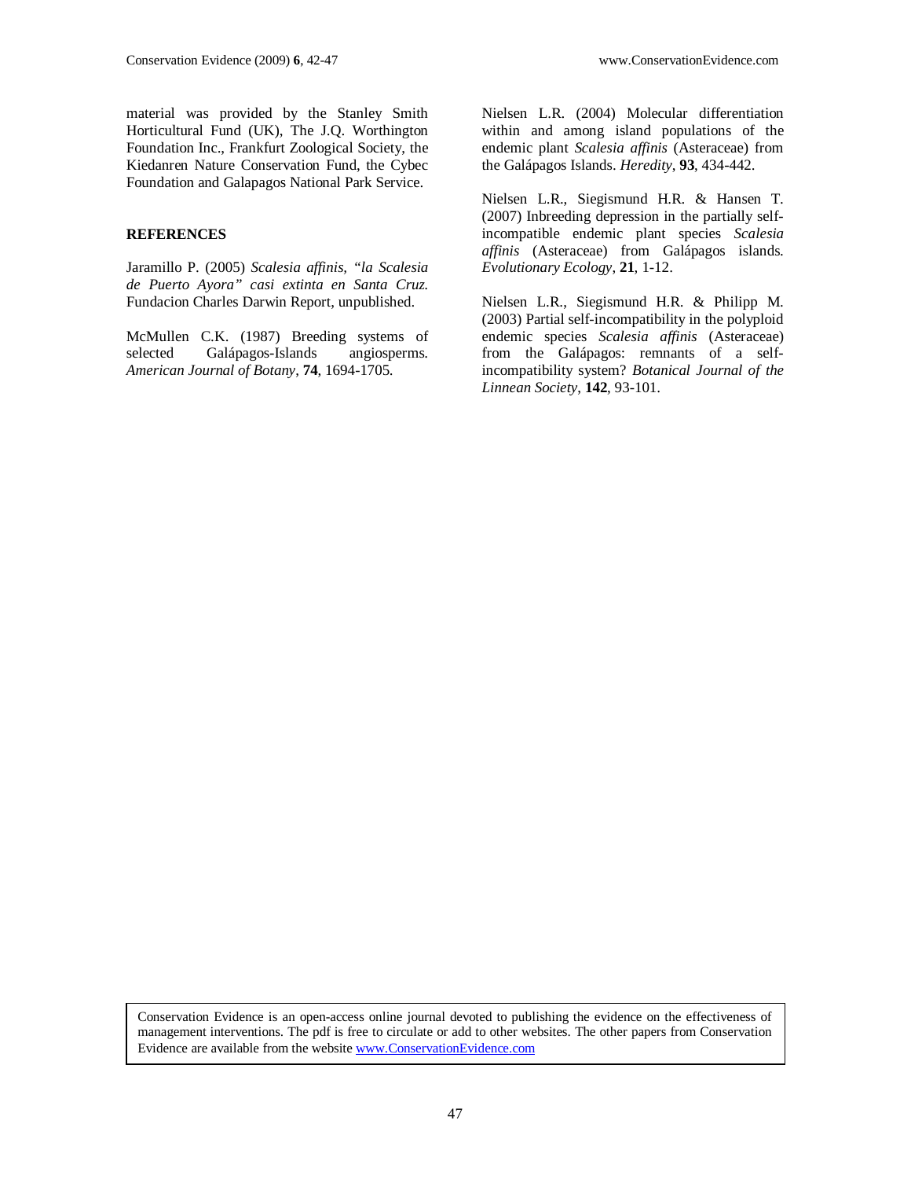material was provided by the Stanley Smith Horticultural Fund (UK), The J.Q. Worthington Foundation Inc., Frankfurt Zoological Society, the Kiedanren Nature Conservation Fund, the Cybec Foundation and Galapagos National Park Service.

## REFERENCES

Jaramillo P. (2005) *Scalesia affinis, "la Scalesia de Puerto Ayora" casi extinta en Santa Cruz.* Fundacion Charles Darwin Report, unpublished.

McMullen C.K. (1987) Breeding systems of selected Galápagos-Islands angiosperms. *American Journal of Botany*, **74**, 1694-1705.

Nielsen L.R. (2004) Molecular differentiation within and among island populations of the endemic plant *Scalesia affinis* (Asteraceae) from the Galápagos Islands. *Heredity*, **93**, 434-442.

Nielsen L.R., Siegismund H.R. & Hansen T. (2007) Inbreeding depression in the partially self-incompatible endemic plant species *Scalesia affinis* (Asteraceae) from Galápagos islands. *Evolutionary Ecology*, **21**, 1-12.

Nielsen L.R., Siegismund H.R. & Philipp M. (2003) Partial self-incompatibility in the polyploid endemic species *Scalesia affinis* (Asteraceae) from the Galápagos: remnants of a self-incompatibility system? *Botanical Journal of the Linnean Society*, **142**, 93-101.

Conservation Evidence is an open-access online journal devoted to publishing the evidence on the effectiveness of management interventions. The pdf is free to circulate or add to other websites. The other papers from Conservation Evidence are available from the website www.ConservationEvidence.com